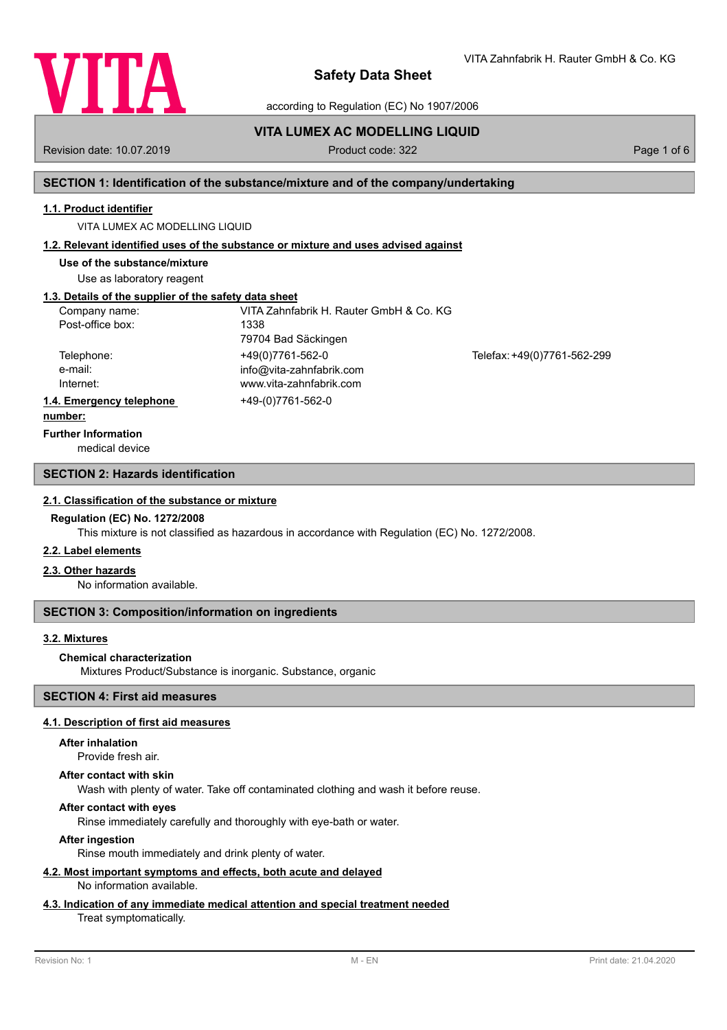# Safety Data Sheet

according to Regulation (EC) No 1907/2006

## VITA LUMEX AC MODELLING LIQUID

Revision date: 10.07.2019 | Product code: 322

## SECTION 1: Identification of the substance/mixture and of the company/undertaking

### 1.1. Product identifier

VITA LUMEX AC MODELLING LIQUID

### 1.2. Relevant identified uses of the substance or mixture and uses advised against

**Use of the substance/mixture**

Use as laboratory reagent

### 1.3. Details of the supplier of the safety data sheet

| | | |
|---|---|---|
| Company name: | VITA Zahnfabrik H. Rauter GmbH & Co. KG | |
| Post-office box: | 1338 | |
| | 79704 Bad Säckingen | |
| Telephone: | +49(0)7761-562-0 | Telefax: +49(0)7761-562-299 |
| e-mail: | info@vita-zahnfabrik.com | |
| Internet: | www.vita-zahnfabrik.com | |

### 1.4. Emergency telephone number:

+49-(0)7761-562-0

**Further Information**

medical device

## SECTION 2: Hazards identification

### 2.1. Classification of the substance or mixture

**Regulation (EC) No. 1272/2008**

This mixture is not classified as hazardous in accordance with Regulation (EC) No. 1272/2008.

### 2.2. Label elements

### 2.3. Other hazards

No information available.

## SECTION 3: Composition/information on ingredients

### 3.2. Mixtures

**Chemical characterization**

Mixtures Product/Substance is inorganic. Substance, organic

## SECTION 4: First aid measures

### 4.1. Description of first aid measures

**After inhalation**

Provide fresh air.

**After contact with skin**

Wash with plenty of water. Take off contaminated clothing and wash it before reuse.

**After contact with eyes**

Rinse immediately carefully and thoroughly with eye-bath or water.

**After ingestion**

Rinse mouth immediately and drink plenty of water.

### 4.2. Most important symptoms and effects, both acute and delayed

No information available.

### 4.3. Indication of any immediate medical attention and special treatment needed

Treat symptomatically.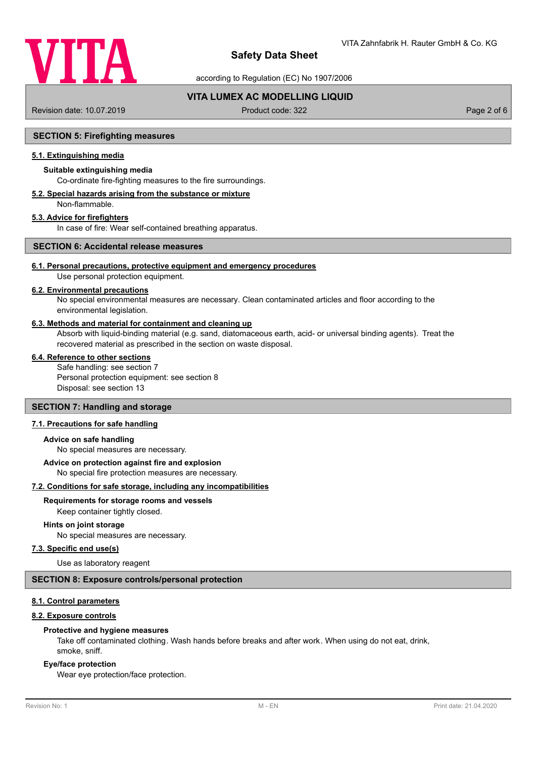## SECTION 5: Firefighting measures

### 5.1. Extinguishing media

**Suitable extinguishing media**

Co-ordinate fire-fighting measures to the fire surroundings.

### 5.2. Special hazards arising from the substance or mixture

Non-flammable.

### 5.3. Advice for firefighters

In case of fire: Wear self-contained breathing apparatus.

## SECTION 6: Accidental release measures

### 6.1. Personal precautions, protective equipment and emergency procedures

Use personal protection equipment.

### 6.2. Environmental precautions

No special environmental measures are necessary. Clean contaminated articles and floor according to the environmental legislation.

### 6.3. Methods and material for containment and cleaning up

Absorb with liquid-binding material (e.g. sand, diatomaceous earth, acid- or universal binding agents). Treat the recovered material as prescribed in the section on waste disposal.

### 6.4. Reference to other sections

Safe handling: see section 7
Personal protection equipment: see section 8
Disposal: see section 13

## SECTION 7: Handling and storage

### 7.1. Precautions for safe handling

**Advice on safe handling**

No special measures are necessary.

**Advice on protection against fire and explosion**

No special fire protection measures are necessary.

### 7.2. Conditions for safe storage, including any incompatibilities

**Requirements for storage rooms and vessels**

Keep container tightly closed.

**Hints on joint storage**

No special measures are necessary.

### 7.3. Specific end use(s)

Use as laboratory reagent

## SECTION 8: Exposure controls/personal protection

### 8.1. Control parameters

### 8.2. Exposure controls

**Protective and hygiene measures**

Take off contaminated clothing. Wash hands before breaks and after work. When using do not eat, drink, smoke, sniff.

**Eye/face protection**

Wear eye protection/face protection.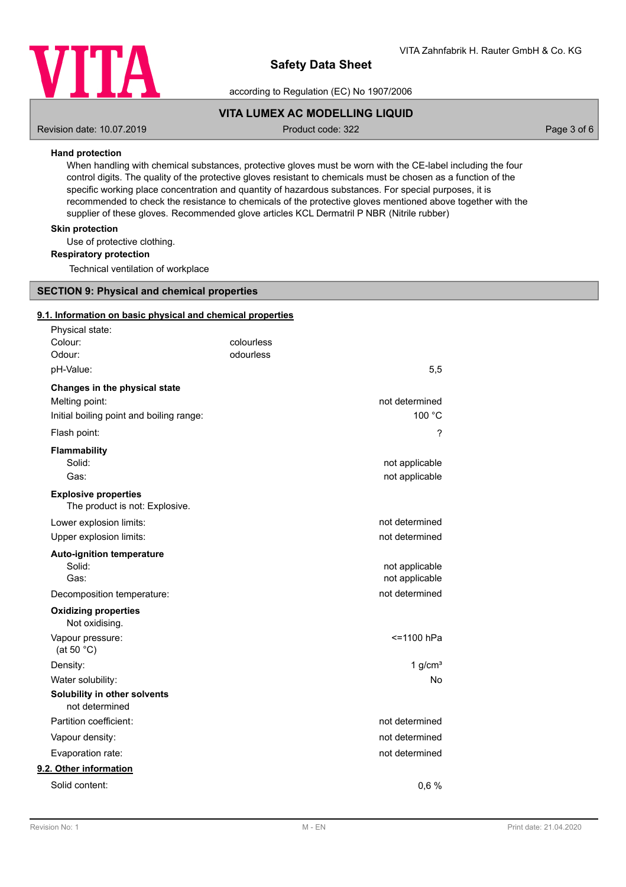**Hand protection**

When handling with chemical substances, protective gloves must be worn with the CE-label including the four control digits. The quality of the protective gloves resistant to chemicals must be chosen as a function of the specific working place concentration and quantity of hazardous substances. For special purposes, it is recommended to check the resistance to chemicals of the protective gloves mentioned above together with the supplier of these gloves. Recommended glove articles KCL Dermatril P NBR (Nitrile rubber)

**Skin protection**

Use of protective clothing.

**Respiratory protection**

Technical ventilation of workplace

## SECTION 9: Physical and chemical properties

### 9.1. Information on basic physical and chemical properties

| | | |
|---|---|---|
| Physical state: | | |
| Colour: | colourless | |
| Odour: | odourless | |
| pH-Value: | | 5,5 |
| **Changes in the physical state** | | |
| Melting point: | | not determined |
| Initial boiling point and boiling range: | | 100 °C |
| Flash point: | | ? |
| **Flammability** | | |
| Solid: | | not applicable |
| Gas: | | not applicable |
| **Explosive properties** | | |
| The product is not: Explosive. | | |
| Lower explosion limits: | | not determined |
| Upper explosion limits: | | not determined |
| **Auto-ignition temperature** | | |
| Solid: | | not applicable |
| Gas: | | not applicable |
| Decomposition temperature: | | not determined |
| **Oxidizing properties** | | |
| Not oxidising. | | |
| Vapour pressure: (at 50 °C) | | <=1100 hPa |
| Density: | | 1 g/cm³ |
| Water solubility: | | No |
| **Solubility in other solvents** | | |
| not determined | | |
| Partition coefficient: | | not determined |
| Vapour density: | | not determined |
| Evaporation rate: | | not determined |

### 9.2. Other information

| | |
|---|---|
| Solid content: | 0,6 % |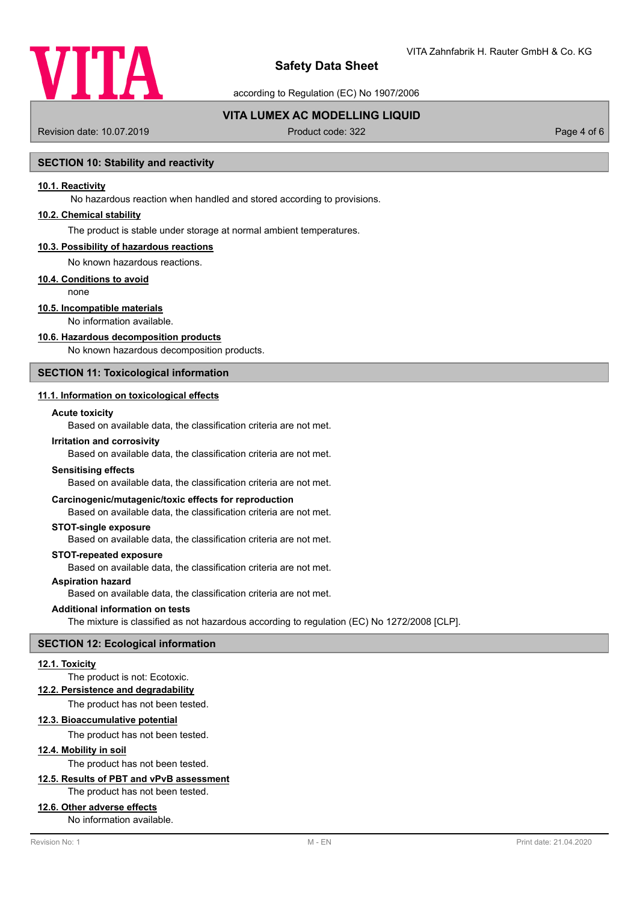## SECTION 10: Stability and reactivity

### 10.1. Reactivity

No hazardous reaction when handled and stored according to provisions.

### 10.2. Chemical stability

The product is stable under storage at normal ambient temperatures.

### 10.3. Possibility of hazardous reactions

No known hazardous reactions.

### 10.4. Conditions to avoid

none

### 10.5. Incompatible materials

No information available.

### 10.6. Hazardous decomposition products

No known hazardous decomposition products.

## SECTION 11: Toxicological information

### 11.1. Information on toxicological effects

**Acute toxicity**

Based on available data, the classification criteria are not met.

**Irritation and corrosivity**

Based on available data, the classification criteria are not met.

**Sensitising effects**

Based on available data, the classification criteria are not met.

**Carcinogenic/mutagenic/toxic effects for reproduction**

Based on available data, the classification criteria are not met.

**STOT-single exposure**

Based on available data, the classification criteria are not met.

**STOT-repeated exposure**

Based on available data, the classification criteria are not met.

**Aspiration hazard**

Based on available data, the classification criteria are not met.

**Additional information on tests**

The mixture is classified as not hazardous according to regulation (EC) No 1272/2008 [CLP].

## SECTION 12: Ecological information

### 12.1. Toxicity

The product is not: Ecotoxic.

### 12.2. Persistence and degradability

The product has not been tested.

### 12.3. Bioaccumulative potential

The product has not been tested.

### 12.4. Mobility in soil

The product has not been tested.

### 12.5. Results of PBT and vPvB assessment

The product has not been tested.

### 12.6. Other adverse effects

No information available.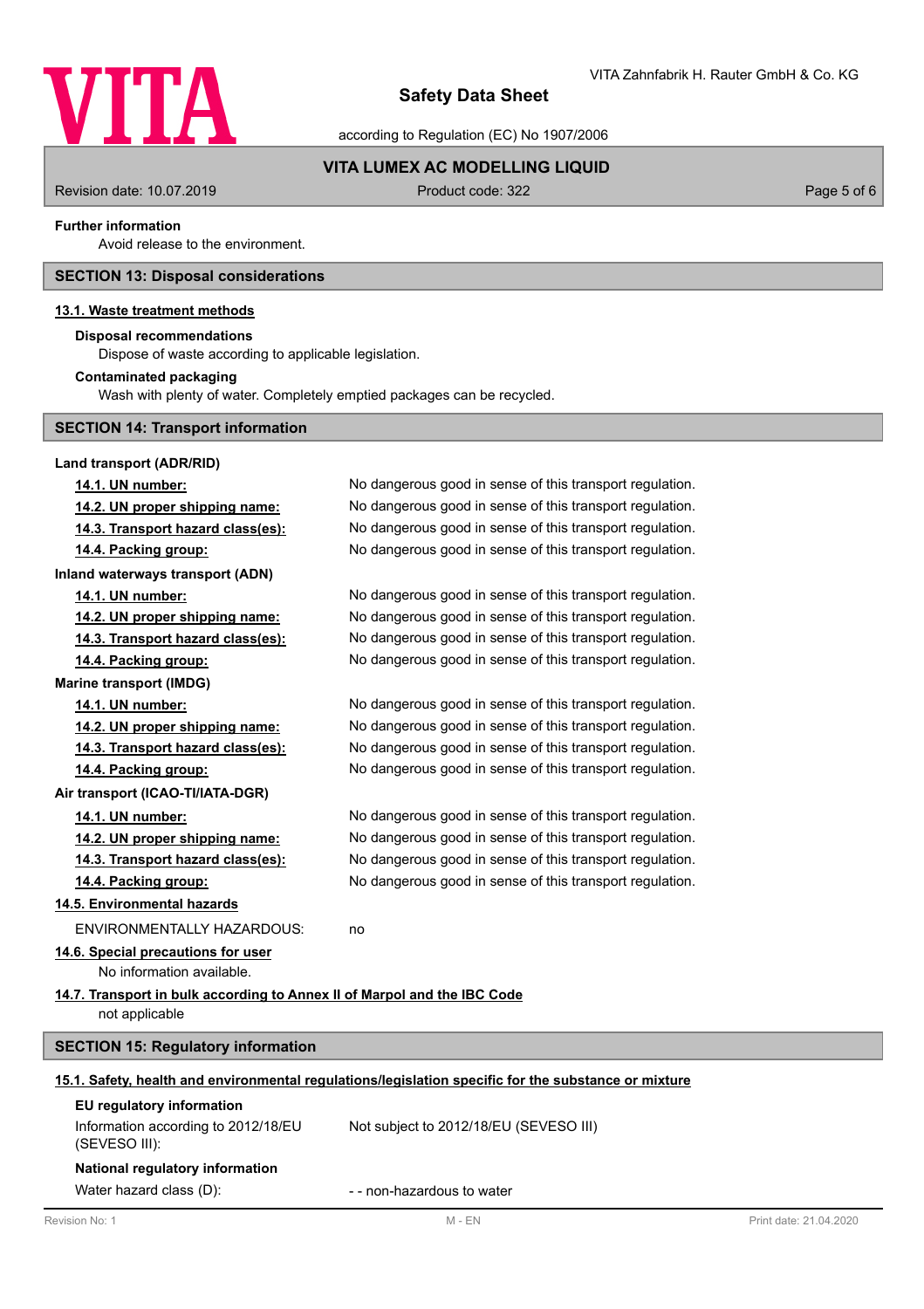**Further information**

Avoid release to the environment.

## SECTION 13: Disposal considerations

### 13.1. Waste treatment methods

**Disposal recommendations**

Dispose of waste according to applicable legislation.

**Contaminated packaging**

Wash with plenty of water. Completely emptied packages can be recycled.

## SECTION 14: Transport information

**Land transport (ADR/RID)**

| | |
|---|---|
| **14.1. UN number:** | No dangerous good in sense of this transport regulation. |
| **14.2. UN proper shipping name:** | No dangerous good in sense of this transport regulation. |
| **14.3. Transport hazard class(es):** | No dangerous good in sense of this transport regulation. |
| **14.4. Packing group:** | No dangerous good in sense of this transport regulation. |

**Inland waterways transport (ADN)**

| | |
|---|---|
| **14.1. UN number:** | No dangerous good in sense of this transport regulation. |
| **14.2. UN proper shipping name:** | No dangerous good in sense of this transport regulation. |
| **14.3. Transport hazard class(es):** | No dangerous good in sense of this transport regulation. |
| **14.4. Packing group:** | No dangerous good in sense of this transport regulation. |

**Marine transport (IMDG)**

| | |
|---|---|
| **14.1. UN number:** | No dangerous good in sense of this transport regulation. |
| **14.2. UN proper shipping name:** | No dangerous good in sense of this transport regulation. |
| **14.3. Transport hazard class(es):** | No dangerous good in sense of this transport regulation. |
| **14.4. Packing group:** | No dangerous good in sense of this transport regulation. |

**Air transport (ICAO-TI/IATA-DGR)**

| | |
|---|---|
| **14.1. UN number:** | No dangerous good in sense of this transport regulation. |
| **14.2. UN proper shipping name:** | No dangerous good in sense of this transport regulation. |
| **14.3. Transport hazard class(es):** | No dangerous good in sense of this transport regulation. |
| **14.4. Packing group:** | No dangerous good in sense of this transport regulation. |

### 14.5. Environmental hazards

ENVIRONMENTALLY HAZARDOUS: no

### 14.6. Special precautions for user

No information available.

### 14.7. Transport in bulk according to Annex II of Marpol and the IBC Code

not applicable

## SECTION 15: Regulatory information

### 15.1. Safety, health and environmental regulations/legislation specific for the substance or mixture

**EU regulatory information**

Information according to 2012/18/EU (SEVESO III): Not subject to 2012/18/EU (SEVESO III)

**National regulatory information**

Water hazard class (D): - - non-hazardous to water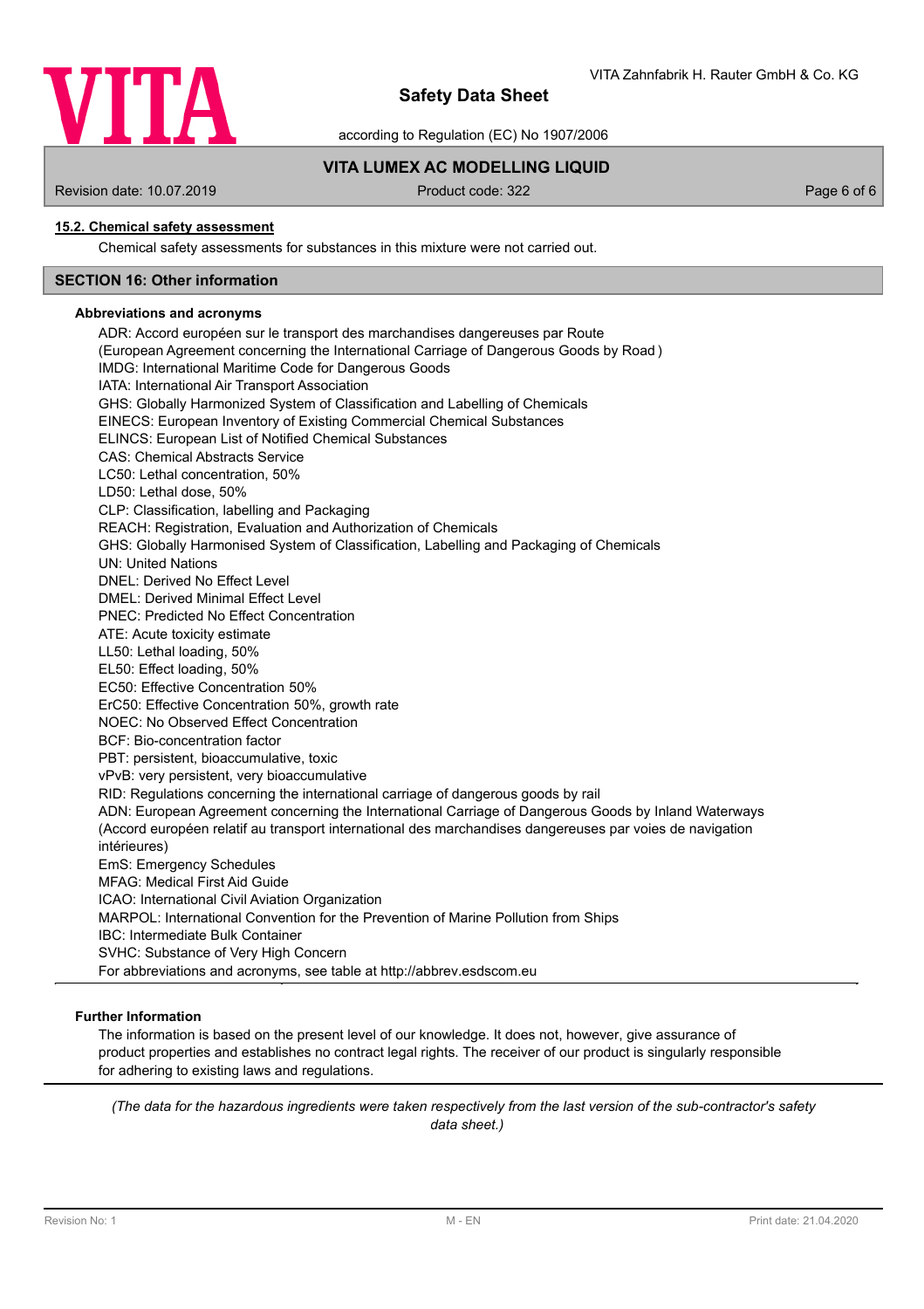### 15.2. Chemical safety assessment

Chemical safety assessments for substances in this mixture were not carried out.

## SECTION 16: Other information

**Abbreviations and acronyms**

ADR: Accord européen sur le transport des marchandises dangereuses par Route
(European Agreement concerning the International Carriage of Dangerous Goods by Road )
IMDG: International Maritime Code for Dangerous Goods
IATA: International Air Transport Association
GHS: Globally Harmonized System of Classification and Labelling of Chemicals
EINECS: European Inventory of Existing Commercial Chemical Substances
ELINCS: European List of Notified Chemical Substances
CAS: Chemical Abstracts Service
LC50: Lethal concentration, 50%
LD50: Lethal dose, 50%
CLP: Classification, labelling and Packaging
REACH: Registration, Evaluation and Authorization of Chemicals
GHS: Globally Harmonised System of Classification, Labelling and Packaging of Chemicals
UN: United Nations
DNEL: Derived No Effect Level
DMEL: Derived Minimal Effect Level
PNEC: Predicted No Effect Concentration
ATE: Acute toxicity estimate
LL50: Lethal loading, 50%
EL50: Effect loading, 50%
EC50: Effective Concentration 50%
ErC50: Effective Concentration 50%, growth rate
NOEC: No Observed Effect Concentration
BCF: Bio-concentration factor
PBT: persistent, bioaccumulative, toxic
vPvB: very persistent, very bioaccumulative
RID: Regulations concerning the international carriage of dangerous goods by rail
ADN: European Agreement concerning the International Carriage of Dangerous Goods by Inland Waterways
(Accord européen relatif au transport international des marchandises dangereuses par voies de navigation intérieures)
EmS: Emergency Schedules
MFAG: Medical First Aid Guide
ICAO: International Civil Aviation Organization
MARPOL: International Convention for the Prevention of Marine Pollution from Ships
IBC: Intermediate Bulk Container
SVHC: Substance of Very High Concern
For abbreviations and acronyms, see table at http://abbrev.esdscom.eu

**Further Information**

The information is based on the present level of our knowledge. It does not, however, give assurance of product properties and establishes no contract legal rights. The receiver of our product is singularly responsible for adhering to existing laws and regulations.

*(The data for the hazardous ingredients were taken respectively from the last version of the sub-contractor's safety data sheet.)*